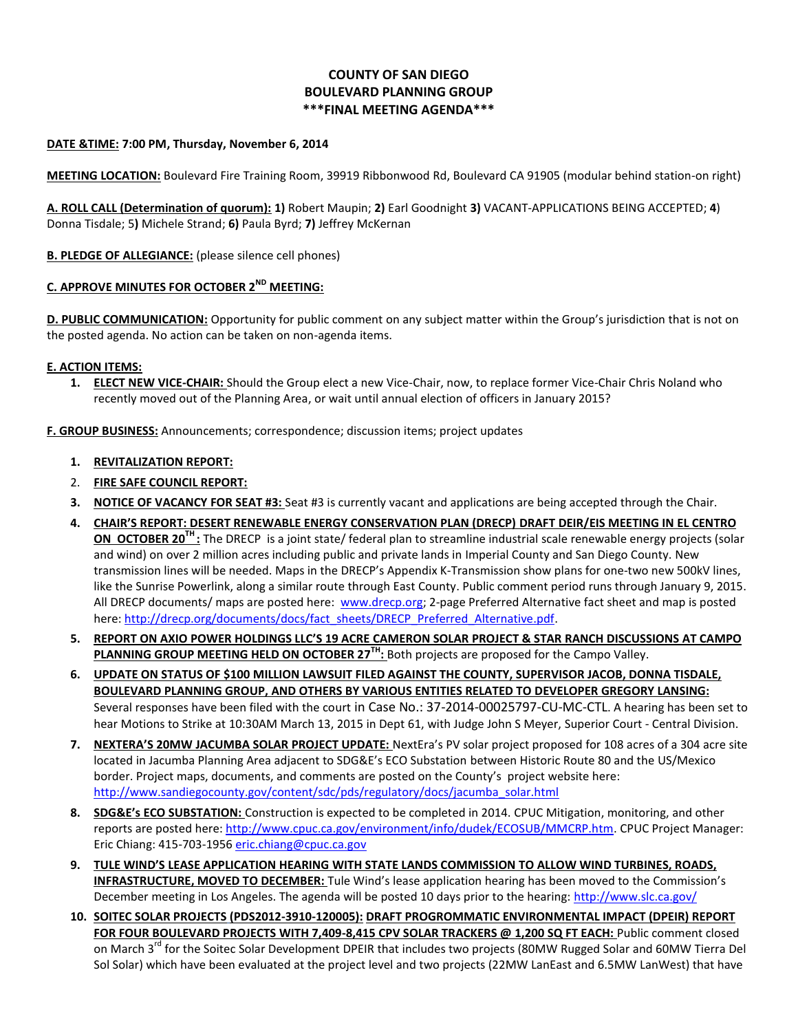# COUNTY OF SAN DIEGO
# BOULEVARD PLANNING GROUP
# ***FINAL MEETING AGENDA***

**DATE &TIME:** **7:00 PM, Thursday, November 6, 2014**

**MEETING LOCATION:** Boulevard Fire Training Room, 39919 Ribbonwood Rd, Boulevard CA 91905 (modular behind station-on right)

**A. ROLL CALL (Determination of quorum):** **1)** Robert Maupin; **2)** Earl Goodnight **3)** VACANT-APPLICATIONS BEING ACCEPTED; **4**) Donna Tisdale; 5**)** Michele Strand; **6)** Paula Byrd; **7)** Jeffrey McKernan

**B. PLEDGE OF ALLEGIANCE:** (please silence cell phones)

**C. APPROVE MINUTES FOR OCTOBER 2ND MEETING:**

**D. PUBLIC COMMUNICATION:** Opportunity for public comment on any subject matter within the Group's jurisdiction that is not on the posted agenda. No action can be taken on non-agenda items.

**E. ACTION ITEMS:**

1. **ELECT NEW VICE-CHAIR:** Should the Group elect a new Vice-Chair, now, to replace former Vice-Chair Chris Noland who recently moved out of the Planning Area, or wait until annual election of officers in January 2015?

**F. GROUP BUSINESS:** Announcements; correspondence; discussion items; project updates

1. **REVITALIZATION REPORT:**
2. **FIRE SAFE COUNCIL REPORT:**
3. **NOTICE OF VACANCY FOR SEAT #3:** Seat #3 is currently vacant and applications are being accepted through the Chair.
4. **CHAIR'S REPORT: DESERT RENEWABLE ENERGY CONSERVATION PLAN (DRECP) DRAFT DEIR/EIS MEETING IN EL CENTRO ON OCTOBER 20TH:** The DRECP is a joint state/ federal plan to streamline industrial scale renewable energy projects (solar and wind) on over 2 million acres including public and private lands in Imperial County and San Diego County. New transmission lines will be needed. Maps in the DRECP's Appendix K-Transmission show plans for one-two new 500kV lines, like the Sunrise Powerlink, along a similar route through East County. Public comment period runs through January 9, 2015. All DRECP documents/ maps are posted here: www.drecp.org; 2-page Preferred Alternative fact sheet and map is posted here: http://drecp.org/documents/docs/fact_sheets/DRECP_Preferred_Alternative.pdf.
5. **REPORT ON AXIO POWER HOLDINGS LLC'S 19 ACRE CAMERON SOLAR PROJECT & STAR RANCH DISCUSSIONS AT CAMPO PLANNING GROUP MEETING HELD ON OCTOBER 27TH:** Both projects are proposed for the Campo Valley.
6. **UPDATE ON STATUS OF $100 MILLION LAWSUIT FILED AGAINST THE COUNTY, SUPERVISOR JACOB, DONNA TISDALE, BOULEVARD PLANNING GROUP, AND OTHERS BY VARIOUS ENTITIES RELATED TO DEVELOPER GREGORY LANSING:** Several responses have been filed with the court in Case No.: 37-2014-00025797-CU-MC-CTL. A hearing has been set to hear Motions to Strike at 10:30AM March 13, 2015 in Dept 61, with Judge John S Meyer, Superior Court - Central Division.
7. **NEXTERA'S 20MW JACUMBA SOLAR PROJECT UPDATE:** NextEra's PV solar project proposed for 108 acres of a 304 acre site located in Jacumba Planning Area adjacent to SDG&E's ECO Substation between Historic Route 80 and the US/Mexico border. Project maps, documents, and comments are posted on the County's project website here: http://www.sandiegocounty.gov/content/sdc/pds/regulatory/docs/jacumba_solar.html
8. **SDG&E's ECO SUBSTATION:** Construction is expected to be completed in 2014. CPUC Mitigation, monitoring, and other reports are posted here: http://www.cpuc.ca.gov/environment/info/dudek/ECOSUB/MMCRP.htm. CPUC Project Manager: Eric Chiang: 415-703-1956 eric.chiang@cpuc.ca.gov
9. **TULE WIND'S LEASE APPLICATION HEARING WITH STATE LANDS COMMISSION TO ALLOW WIND TURBINES, ROADS, INFRASTRUCTURE, MOVED TO DECEMBER:** Tule Wind's lease application hearing has been moved to the Commission's December meeting in Los Angeles. The agenda will be posted 10 days prior to the hearing: http://www.slc.ca.gov/
10. **SOITEC SOLAR PROJECTS (PDS2012-3910-120005): DRAFT PROGROMMATIC ENVIRONMENTAL IMPACT (DPEIR) REPORT FOR FOUR BOULEVARD PROJECTS WITH 7,409-8,415 CPV SOLAR TRACKERS @ 1,200 SQ FT EACH:** Public comment closed on March 3rd for the Soitec Solar Development DPEIR that includes two projects (80MW Rugged Solar and 60MW Tierra Del Sol Solar) which have been evaluated at the project level and two projects (22MW LanEast and 6.5MW LanWest) that have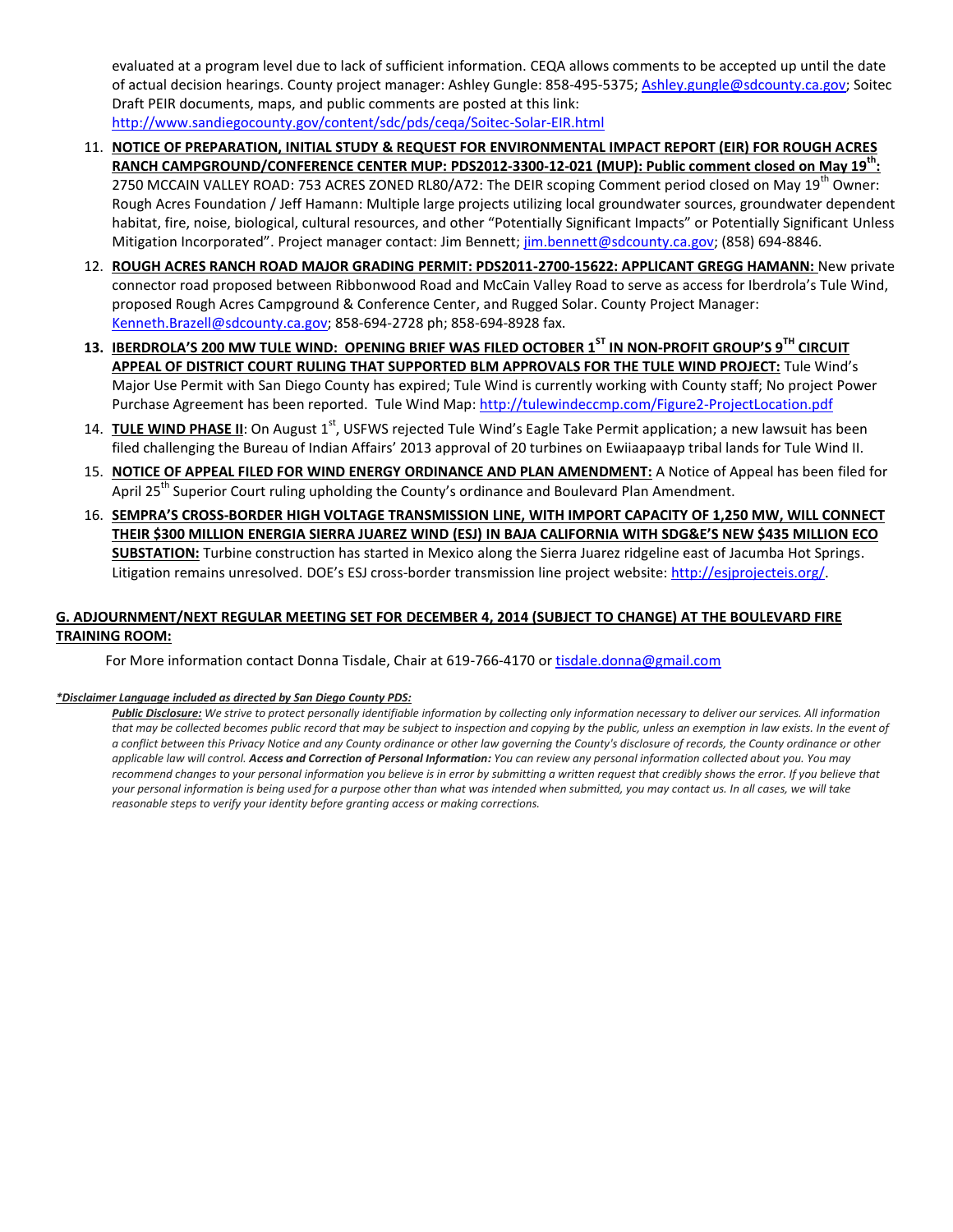evaluated at a program level due to lack of sufficient information. CEQA allows comments to be accepted up until the date of actual decision hearings. County project manager: Ashley Gungle: 858-495-5375; Ashley.gungle@sdcounty.ca.gov; Soitec Draft PEIR documents, maps, and public comments are posted at this link: http://www.sandiegocounty.gov/content/sdc/pds/ceqa/Soitec-Solar-EIR.html

11. **NOTICE OF PREPARATION, INITIAL STUDY & REQUEST FOR ENVIRONMENTAL IMPACT REPORT (EIR) FOR ROUGH ACRES RANCH CAMPGROUND/CONFERENCE CENTER MUP: PDS2012-3300-12-021 (MUP): Public comment closed on May 19th:** 2750 MCCAIN VALLEY ROAD: 753 ACRES ZONED RL80/A72: The DEIR scoping Comment period closed on May 19th Owner: Rough Acres Foundation / Jeff Hamann: Multiple large projects utilizing local groundwater sources, groundwater dependent habitat, fire, noise, biological, cultural resources, and other "Potentially Significant Impacts" or Potentially Significant Unless Mitigation Incorporated". Project manager contact: Jim Bennett; jim.bennett@sdcounty.ca.gov; (858) 694-8846.
12. **ROUGH ACRES RANCH ROAD MAJOR GRADING PERMIT: PDS2011-2700-15622: APPLICANT GREGG HAMANN:** New private connector road proposed between Ribbonwood Road and McCain Valley Road to serve as access for Iberdrola's Tule Wind, proposed Rough Acres Campground & Conference Center, and Rugged Solar. County Project Manager: Kenneth.Brazell@sdcounty.ca.gov; 858-694-2728 ph; 858-694-8928 fax.
13. **IBERDROLA'S 200 MW TULE WIND: OPENING BRIEF WAS FILED OCTOBER 1ST IN NON-PROFIT GROUP'S 9TH CIRCUIT APPEAL OF DISTRICT COURT RULING THAT SUPPORTED BLM APPROVALS FOR THE TULE WIND PROJECT:** Tule Wind's Major Use Permit with San Diego County has expired; Tule Wind is currently working with County staff; No project Power Purchase Agreement has been reported. Tule Wind Map: http://tulewindeccmp.com/Figure2-ProjectLocation.pdf
14. **TULE WIND PHASE II**: On August 1st, USFWS rejected Tule Wind's Eagle Take Permit application; a new lawsuit has been filed challenging the Bureau of Indian Affairs' 2013 approval of 20 turbines on Ewiiaapaayp tribal lands for Tule Wind II.
15. **NOTICE OF APPEAL FILED FOR WIND ENERGY ORDINANCE AND PLAN AMENDMENT:** A Notice of Appeal has been filed for April 25th Superior Court ruling upholding the County's ordinance and Boulevard Plan Amendment.
16. **SEMPRA'S CROSS-BORDER HIGH VOLTAGE TRANSMISSION LINE, WITH IMPORT CAPACITY OF 1,250 MW, WILL CONNECT THEIR $300 MILLION ENERGIA SIERRA JUAREZ WIND (ESJ) IN BAJA CALIFORNIA WITH SDG&E'S NEW $435 MILLION ECO SUBSTATION:** Turbine construction has started in Mexico along the Sierra Juarez ridgeline east of Jacumba Hot Springs. Litigation remains unresolved. DOE's ESJ cross-border transmission line project website: http://esjprojecteis.org/.

**G. ADJOURNMENT/NEXT REGULAR MEETING SET FOR DECEMBER 4, 2014 (SUBJECT TO CHANGE) AT THE BOULEVARD FIRE TRAINING ROOM:**

For More information contact Donna Tisdale, Chair at 619-766-4170 or tisdale.donna@gmail.com

***Disclaimer Language included as directed by San Diego County PDS:***

***Public Disclosure:*** *We strive to protect personally identifiable information by collecting only information necessary to deliver our services. All information that may be collected becomes public record that may be subject to inspection and copying by the public, unless an exemption in law exists. In the event of a conflict between this Privacy Notice and any County ordinance or other law governing the County's disclosure of records, the County ordinance or other applicable law will control.* ***Access and Correction of Personal Information:*** *You can review any personal information collected about you. You may recommend changes to your personal information you believe is in error by submitting a written request that credibly shows the error. If you believe that your personal information is being used for a purpose other than what was intended when submitted, you may contact us. In all cases, we will take reasonable steps to verify your identity before granting access or making corrections.*